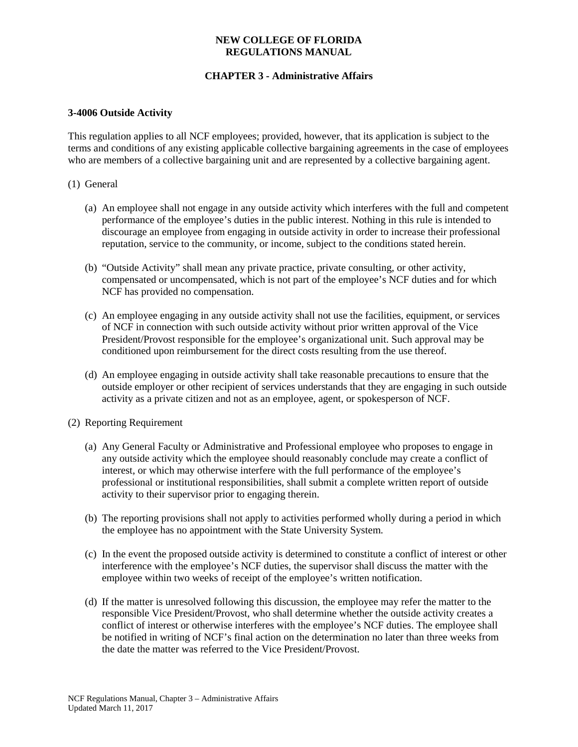**NEW COLLEGE OF FLORIDA**
**REGULATIONS MANUAL**

**CHAPTER 3 - Administrative Affairs**

### 3-4006 Outside Activity

This regulation applies to all NCF employees; provided, however, that its application is subject to the terms and conditions of any existing applicable collective bargaining agreements in the case of employees who are members of a collective bargaining unit and are represented by a collective bargaining agent.

(1) General

(a) An employee shall not engage in any outside activity which interferes with the full and competent performance of the employee's duties in the public interest. Nothing in this rule is intended to discourage an employee from engaging in outside activity in order to increase their professional reputation, service to the community, or income, subject to the conditions stated herein.

(b) "Outside Activity" shall mean any private practice, private consulting, or other activity, compensated or uncompensated, which is not part of the employee's NCF duties and for which NCF has provided no compensation.

(c) An employee engaging in any outside activity shall not use the facilities, equipment, or services of NCF in connection with such outside activity without prior written approval of the Vice President/Provost responsible for the employee's organizational unit. Such approval may be conditioned upon reimbursement for the direct costs resulting from the use thereof.

(d) An employee engaging in outside activity shall take reasonable precautions to ensure that the outside employer or other recipient of services understands that they are engaging in such outside activity as a private citizen and not as an employee, agent, or spokesperson of NCF.

(2) Reporting Requirement

(a) Any General Faculty or Administrative and Professional employee who proposes to engage in any outside activity which the employee should reasonably conclude may create a conflict of interest, or which may otherwise interfere with the full performance of the employee's professional or institutional responsibilities, shall submit a complete written report of outside activity to their supervisor prior to engaging therein.

(b) The reporting provisions shall not apply to activities performed wholly during a period in which the employee has no appointment with the State University System.

(c) In the event the proposed outside activity is determined to constitute a conflict of interest or other interference with the employee's NCF duties, the supervisor shall discuss the matter with the employee within two weeks of receipt of the employee's written notification.

(d) If the matter is unresolved following this discussion, the employee may refer the matter to the responsible Vice President/Provost, who shall determine whether the outside activity creates a conflict of interest or otherwise interferes with the employee's NCF duties. The employee shall be notified in writing of NCF's final action on the determination no later than three weeks from the date the matter was referred to the Vice President/Provost.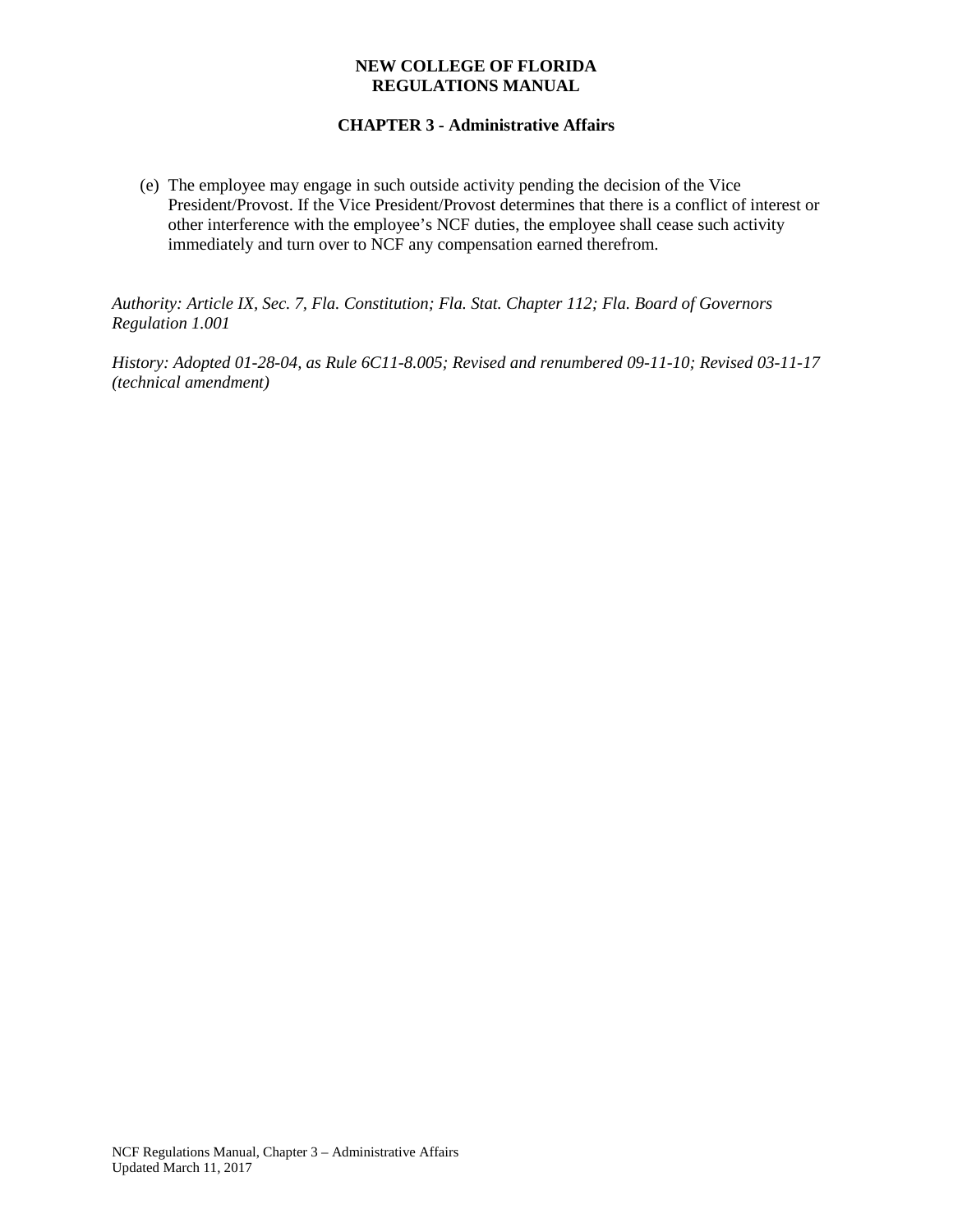(e) The employee may engage in such outside activity pending the decision of the Vice President/Provost. If the Vice President/Provost determines that there is a conflict of interest or other interference with the employee's NCF duties, the employee shall cease such activity immediately and turn over to NCF any compensation earned therefrom.

*Authority: Article IX, Sec. 7, Fla. Constitution; Fla. Stat. Chapter 112; Fla. Board of Governors Regulation 1.001*

*History: Adopted 01-28-04, as Rule 6C11-8.005; Revised and renumbered 09-11-10; Revised 03-11-17 (technical amendment)*